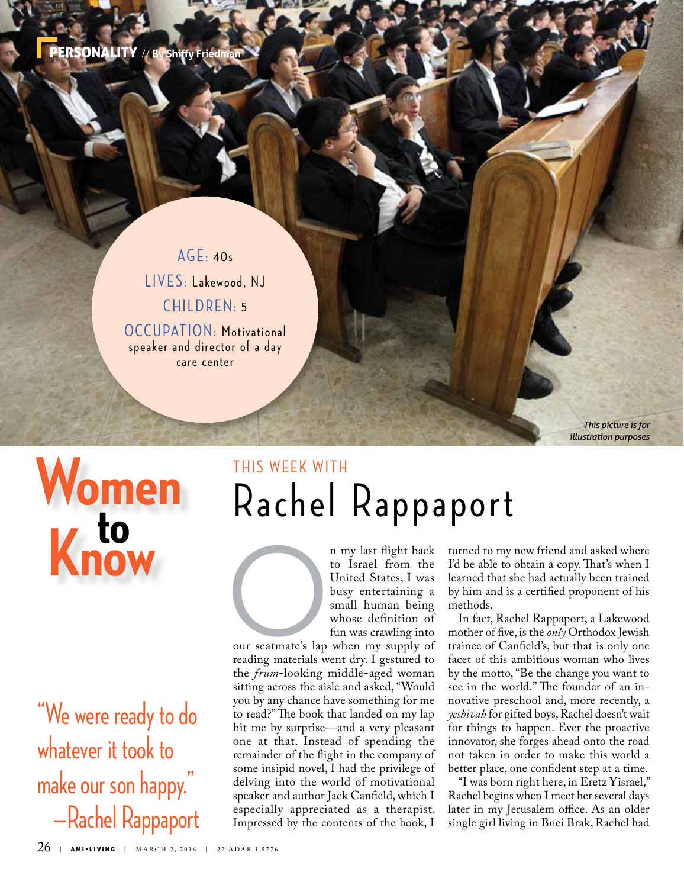PERSONALITY // By Shiffy Friedman

AGE: 40s
LIVES: Lakewood, NJ
CHILDREN: 5
OCCUPATION: Motivational speaker and director of a day care center

*This picture is for illustration purposes*

# Women to Know

## THIS WEEK WITH
# Rachel Rappaport

"We were ready to do whatever it took to make our son happy."
—Rachel Rappaport

On my last flight back to Israel from the United States, I was busy entertaining a small human being whose definition of fun was crawling into our seatmate's lap when my supply of reading materials went dry. I gestured to the *frum*-looking middle-aged woman sitting across the aisle and asked, "Would you by any chance have something for me to read?" The book that landed on my lap hit me by surprise—and a very pleasant one at that. Instead of spending the remainder of the flight in the company of some insipid novel, I had the privilege of delving into the world of motivational speaker and author Jack Canfield, which I especially appreciated as a therapist. Impressed by the contents of the book, I turned to my new friend and asked where I'd be able to obtain a copy. That's when I learned that she had actually been trained by him and is a certified proponent of his methods.

In fact, Rachel Rappaport, a Lakewood mother of five, is the *only* Orthodox Jewish trainee of Canfield's, but that is only one facet of this ambitious woman who lives by the motto, "Be the change you want to see in the world." The founder of an innovative preschool and, more recently, a *yeshivah* for gifted boys, Rachel doesn't wait for things to happen. Ever the proactive innovator, she forges ahead onto the road not taken in order to make this world a better place, one confident step at a time.

"I was born right here, in Eretz Yisrael," Rachel begins when I meet her several days later in my Jerusalem office. As an older single girl living in Bnei Brak, Rachel had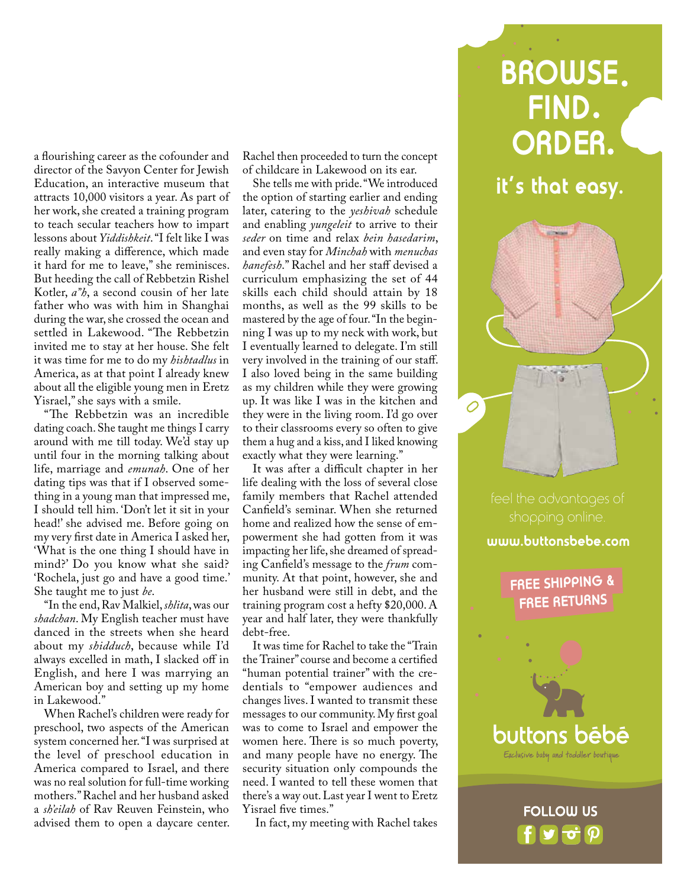a flourishing career as the cofounder and director of the Savyon Center for Jewish Education, an interactive museum that attracts 10,000 visitors a year. As part of her work, she created a training program to teach secular teachers how to impart lessons about *Yiddishkeit*. "I felt like I was really making a difference, which made it hard for me to leave," she reminisces. But heeding the call of Rebbetzin Rishel Kotler, *a"h*, a second cousin of her late father who was with him in Shanghai during the war, she crossed the ocean and settled in Lakewood. "The Rebbetzin invited me to stay at her house. She felt it was time for me to do my *hishtadlus* in America, as at that point I already knew about all the eligible young men in Eretz Yisrael," she says with a smile.

"The Rebbetzin was an incredible dating coach. She taught me things I carry around with me till today. We'd stay up until four in the morning talking about life, marriage and *emunah*. One of her dating tips was that if I observed something in a young man that impressed me, I should tell him. 'Don't let it sit in your head!' she advised me. Before going on my very first date in America I asked her, 'What is the one thing I should have in mind?' Do you know what she said? 'Rochela, just go and have a good time.' She taught me to just *be*.

"In the end, Rav Malkiel, *shlita*, was our *shadchan*. My English teacher must have danced in the streets when she heard about my *shidduch*, because while I'd always excelled in math, I slacked off in English, and here I was marrying an American boy and setting up my home in Lakewood."

When Rachel's children were ready for preschool, two aspects of the American system concerned her. "I was surprised at the level of preschool education in America compared to Israel, and there was no real solution for full-time working mothers." Rachel and her husband asked a *sh'eilah* of Rav Reuven Feinstein, who advised them to open a daycare center. Rachel then proceeded to turn the concept of childcare in Lakewood on its ear.

She tells me with pride. "We introduced the option of starting earlier and ending later, catering to the *yeshivah* schedule and enabling *yungeleit* to arrive to their *seder* on time and relax *bein hasedarim*, and even stay for *Minchah* with *menuchas hanefesh*." Rachel and her staff devised a curriculum emphasizing the set of 44 skills each child should attain by 18 months, as well as the 99 skills to be mastered by the age of four. "In the beginning I was up to my neck with work, but I eventually learned to delegate. I'm still very involved in the training of our staff. I also loved being in the same building as my children while they were growing up. It was like I was in the kitchen and they were in the living room. I'd go over to their classrooms every so often to give them a hug and a kiss, and I liked knowing exactly what they were learning."

It was after a difficult chapter in her life dealing with the loss of several close family members that Rachel attended Canfield's seminar. When she returned home and realized how the sense of empowerment she had gotten from it was impacting her life, she dreamed of spreading Canfield's message to the *frum* community. At that point, however, she and her husband were still in debt, and the training program cost a hefty $20,000. A year and half later, they were thankfully debt-free.

It was time for Rachel to take the "Train the Trainer" course and become a certified "human potential trainer" with the credentials to "empower audiences and changes lives. I wanted to transmit these messages to our community. My first goal was to come to Israel and empower the women here. There is so much poverty, and many people have no energy. The security situation only compounds the need. I wanted to tell these women that there's a way out. Last year I went to Eretz Yisrael five times."

In fact, my meeting with Rachel takes

**BROWSE. FIND. ORDER.**

**it's that easy.**

feel the advantages of shopping online.

**www.buttonsbebe.com**

**FREE SHIPPING & FREE RETURNS**

buttons bébé

Exclusive baby and toddler boutique

**FOLLOW US**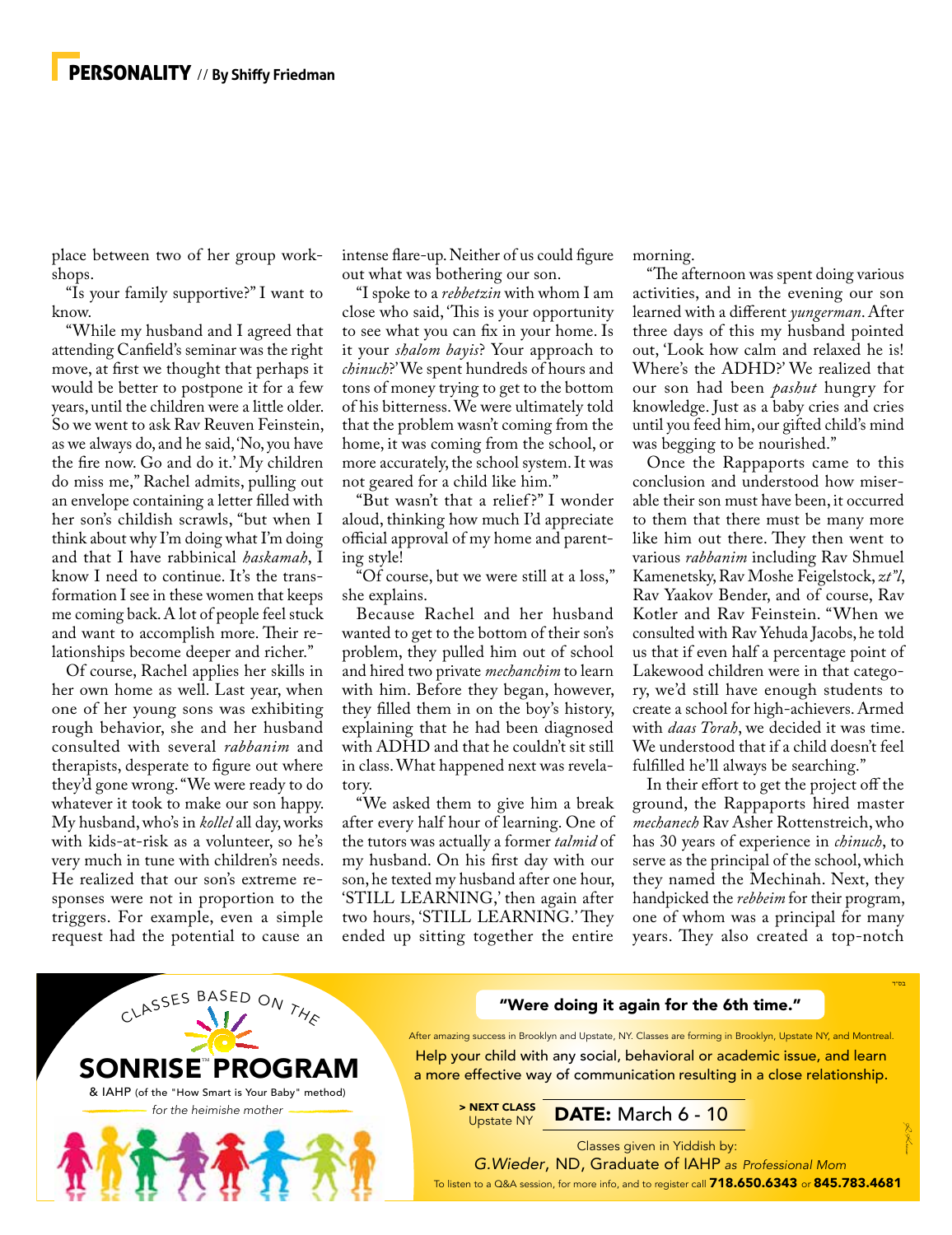place between two of her group workshops.

"Is your family supportive?" I want to know.

"While my husband and I agreed that attending Canfield's seminar was the right move, at first we thought that perhaps it would be better to postpone it for a few years, until the children were a little older. So we went to ask Rav Reuven Feinstein, as we always do, and he said, 'No, you have the fire now. Go and do it.' My children do miss me," Rachel admits, pulling out an envelope containing a letter filled with her son's childish scrawls, "but when I think about why I'm doing what I'm doing and that I have rabbinical *haskamah*, I know I need to continue. It's the transformation I see in these women that keeps me coming back. A lot of people feel stuck and want to accomplish more. Their relationships become deeper and richer."

Of course, Rachel applies her skills in her own home as well. Last year, when one of her young sons was exhibiting rough behavior, she and her husband consulted with several *rabbanim* and therapists, desperate to figure out where they'd gone wrong. "We were ready to do whatever it took to make our son happy. My husband, who's in *kollel* all day, works with kids-at-risk as a volunteer, so he's very much in tune with children's needs. He realized that our son's extreme responses were not in proportion to the triggers. For example, even a simple request had the potential to cause an intense flare-up. Neither of us could figure out what was bothering our son.

"I spoke to a *rebbetzin* with whom I am close who said, 'This is your opportunity to see what you can fix in your home. Is it your *shalom bayis*? Your approach to *chinuch*?' We spent hundreds of hours and tons of money trying to get to the bottom of his bitterness. We were ultimately told that the problem wasn't coming from the home, it was coming from the school, or more accurately, the school system. It was not geared for a child like him."

"But wasn't that a relief?" I wonder aloud, thinking how much I'd appreciate official approval of my home and parenting style!

"Of course, but we were still at a loss," she explains.

Because Rachel and her husband wanted to get to the bottom of their son's problem, they pulled him out of school and hired two private *mechanchim* to learn with him. Before they began, however, they filled them in on the boy's history, explaining that he had been diagnosed with ADHD and that he couldn't sit still in class. What happened next was revelatory.

"We asked them to give him a break after every half hour of learning. One of the tutors was actually a former *talmid* of my husband. On his first day with our son, he texted my husband after one hour, 'STILL LEARNING,' then again after two hours, 'STILL LEARNING.' They ended up sitting together the entire morning.

"The afternoon was spent doing various activities, and in the evening our son learned with a different *yungerman*. After three days of this my husband pointed out, 'Look how calm and relaxed he is! Where's the ADHD?' We realized that our son had been *pashut* hungry for knowledge. Just as a baby cries and cries until you feed him, our gifted child's mind was begging to be nourished."

Once the Rappaports came to this conclusion and understood how miserable their son must have been, it occurred to them that there must be many more like him out there. They then went to various *rabbanim* including Rav Shmuel Kamenetsky, Rav Moshe Feigelstock, *zt"l*, Rav Yaakov Bender, and of course, Rav Kotler and Rav Feinstein. "When we consulted with Rav Yehuda Jacobs, he told us that if even half a percentage point of Lakewood children were in that category, we'd still have enough students to create a school for high-achievers. Armed with *daas Torah*, we decided it was time. We understood that if a child doesn't feel fulfilled he'll always be searching."

In their effort to get the project off the ground, the Rappaports hired master *mechanech* Rav Asher Rottenstreich, who has 30 years of experience in *chinuch*, to serve as the principal of the school, which they named the Mechinah. Next, they handpicked the *rebbeim* for their program, one of whom was a principal for many years. They also created a top-notch

---

CLASSES BASED ON THE

**SONRISE™ PROGRAM**

& IAHP (of the "How Smart is Your Baby" method)

*for the heimishe mother*

בס"ד

**"Were doing it again for the 6th time."**

After amazing success in Brooklyn and Upstate, NY. Classes are forming in Brooklyn, Upstate NY, and Montreal.

Help your child with any social, behavioral or academic issue, and learn a more effective way of communication resulting in a close relationship.

**> NEXT CLASS** Upstate NY — **DATE:** March 6 - 10

Classes given in Yiddish by:

*G.Wieder*, ND, Graduate of IAHP *as Professional Mom*

To listen to a Q&A session, for more info, and to register call **718.650.6343** or **845.783.4681**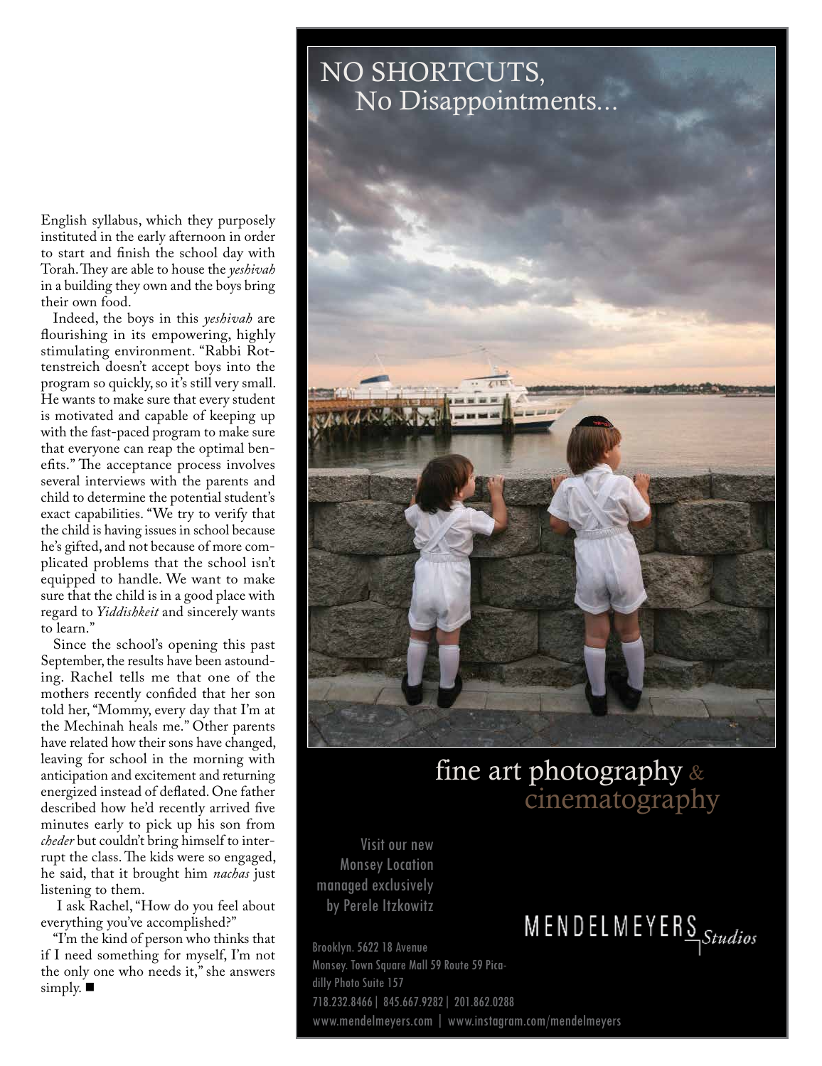English syllabus, which they purposely instituted in the early afternoon in order to start and finish the school day with Torah. They are able to house the *yeshivah* in a building they own and the boys bring their own food.

Indeed, the boys in this *yeshivah* are flourishing in its empowering, highly stimulating environment. "Rabbi Rottenstreich doesn't accept boys into the program so quickly, so it's still very small. He wants to make sure that every student is motivated and capable of keeping up with the fast-paced program to make sure that everyone can reap the optimal benefits." The acceptance process involves several interviews with the parents and child to determine the potential student's exact capabilities. "We try to verify that the child is having issues in school because he's gifted, and not because of more complicated problems that the school isn't equipped to handle. We want to make sure that the child is in a good place with regard to *Yiddishkeit* and sincerely wants to learn."

Since the school's opening this past September, the results have been astounding. Rachel tells me that one of the mothers recently confided that her son told her, "Mommy, every day that I'm at the Mechinah heals me." Other parents have related how their sons have changed, leaving for school in the morning with anticipation and excitement and returning energized instead of deflated. One father described how he'd recently arrived five minutes early to pick up his son from *cheder* but couldn't bring himself to interrupt the class. The kids were so engaged, he said, that it brought him *nachas* just listening to them.

I ask Rachel, "How do you feel about everything you've accomplished?"

"I'm the kind of person who thinks that if I need something for myself, I'm not the only one who needs it," she answers simply. ■

NO SHORTCUTS,
No Disappointments...

fine art photography & cinematography

Visit our new Monsey Location managed exclusively by Perele Itzkowitz

MENDELMEYERS Studios

Brooklyn. 5622 18 Avenue
Monsey. Town Square Mall 59 Route 59 Picadilly Photo Suite 157
718.232.8466 | 845.667.9282 | 201.862.0288
www.mendelmeyers.com | www.instagram.com/mendelmeyers